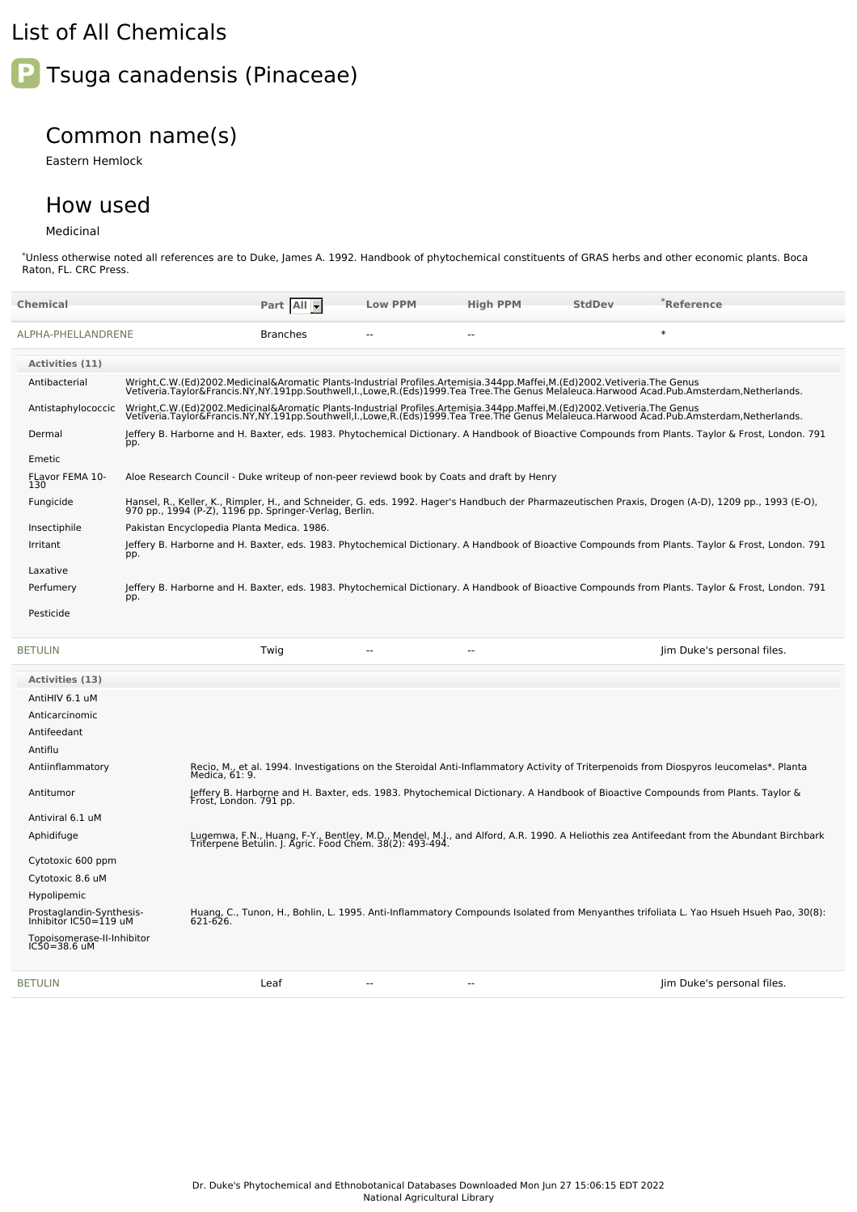# List of All Chemicals

## P Tsuga canadensis (Pinaceae)

### Common name(s)

Eastern Hemlock

### How used

Medicinal

*Unless otherwise noted all references are to Duke, James A. 1992. Handbook of phytochemical constituents of GRAS herbs and other economic plants. Boca Raton, FL. CRC Press.

| Chemical | Part | Low PPM | High PPM | StdDev | *Reference |
|---|---|---|---|---|---|
| ALPHA-PHELLANDRENE | Branches | -- | -- | | * |

**Activities (11)**

| Activity | Reference |
|---|---|
| Antibacterial | Wright,C.W.(Ed)2002.Medicinal&Aromatic Plants-Industrial Profiles.Artemisia.344pp.Maffei,M.(Ed)2002.Vetiveria.The Genus Vetiveria.Taylor&Francis.NY,NY.191pp.Southwell,I.,Lowe,R.(Eds)1999.Tea Tree.The Genus Melaleuca.Harwood Acad.Pub.Amsterdam,Netherlands. |
| Antistaphylococcic | Wright,C.W.(Ed)2002.Medicinal&Aromatic Plants-Industrial Profiles.Artemisia.344pp.Maffei,M.(Ed)2002.Vetiveria.The Genus Vetiveria.Taylor&Francis.NY,NY.191pp.Southwell,I.,Lowe,R.(Eds)1999.Tea Tree.The Genus Melaleuca.Harwood Acad.Pub.Amsterdam,Netherlands. |
| Dermal | Jeffery B. Harborne and H. Baxter, eds. 1983. Phytochemical Dictionary. A Handbook of Bioactive Compounds from Plants. Taylor & Frost, London. 791 pp. |
| Emetic | |
| FLavor FEMA 10-130 | Aloe Research Council - Duke writeup of non-peer reviewd book by Coats and draft by Henry |
| Fungicide | Hansel, R., Keller, K., Rimpler, H., and Schneider, G. eds. 1992. Hager's Handbuch der Pharmazeutischen Praxis, Drogen (A-D), 1209 pp., 1993 (E-O), 970 pp., 1994 (P-Z), 1196 pp. Springer-Verlag, Berlin. |
| Insectiphile | Pakistan Encyclopedia Planta Medica. 1986. |
| Irritant | Jeffery B. Harborne and H. Baxter, eds. 1983. Phytochemical Dictionary. A Handbook of Bioactive Compounds from Plants. Taylor & Frost, London. 791 pp. |
| Laxative | |
| Perfumery | Jeffery B. Harborne and H. Baxter, eds. 1983. Phytochemical Dictionary. A Handbook of Bioactive Compounds from Plants. Taylor & Frost, London. 791 pp. |
| Pesticide | |

| Chemical | Part | Low PPM | High PPM | StdDev | *Reference |
|---|---|---|---|---|---|
| BETULIN | Twig | -- | -- | | Jim Duke's personal files. |

**Activities (13)**

| Activity | Reference |
|---|---|
| AntiHIV 6.1 uM | |
| Anticarcinomic | |
| Antifeedant | |
| Antiflu | |
| Antiinflammatory | Recio, M., et al. 1994. Investigations on the Steroidal Anti-Inflammatory Activity of Triterpenoids from Diospyros leucomelas*. Planta Medica, 61: 9. |
| Antitumor | Jeffery B. Harborne and H. Baxter, eds. 1983. Phytochemical Dictionary. A Handbook of Bioactive Compounds from Plants. Taylor & Frost, London. 791 pp. |
| Antiviral 6.1 uM | |
| Aphidifuge | Lugemwa, F.N., Huang, F-Y., Bentley, M.D., Mendel, M.J., and Alford, A.R. 1990. A Heliothis zea Antifeedant from the Abundant Birchbark Triterpene Betulin. J. Agric. Food Chem. 38(2): 493-494. |
| Cytotoxic 600 ppm | |
| Cytotoxic 8.6 uM | |
| Hypolipemic | |
| Prostaglandin-Synthesis-Inhibitor IC50=119 uM | Huang, C., Tunon, H., Bohlin, L. 1995. Anti-Inflammatory Compounds Isolated from Menyanthes trifoliata L. Yao Hsueh Hsueh Pao, 30(8): 621-626. |
| Topoisomerase-II-Inhibitor IC50=38.6 uM | |

| Chemical | Part | Low PPM | High PPM | StdDev | *Reference |
|---|---|---|---|---|---|
| BETULIN | Leaf | -- | -- | | Jim Duke's personal files. |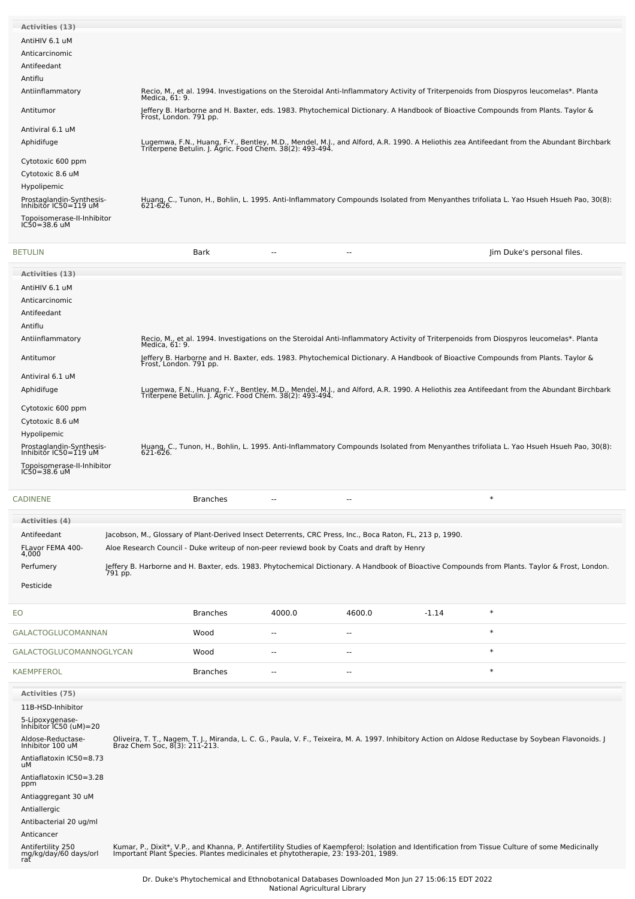**Activities (13)**

| Activity | Reference |
|---|---|
| AntiHIV 6.1 uM | |
| Anticarcinomic | |
| Antifeedant | |
| Antiflu | |
| Antiinflammatory | Recio, M., et al. 1994. Investigations on the Steroidal Anti-Inflammatory Activity of Triterpenoids from Diospyros leucomelas*. Planta Medica, 61: 9. |
| Antitumor | Jeffery B. Harborne and H. Baxter, eds. 1983. Phytochemical Dictionary. A Handbook of Bioactive Compounds from Plants. Taylor & Frost, London. 791 pp. |
| Antiviral 6.1 uM | |
| Aphidifuge | Lugemwa, F.N., Huang, F-Y., Bentley, M.D., Mendel, M.J., and Alford, A.R. 1990. A Heliothis zea Antifeedant from the Abundant Birchbark Triterpene Betulin. J. Agric. Food Chem. 38(2): 493-494. |
| Cytotoxic 600 ppm | |
| Cytotoxic 8.6 uM | |
| Hypolipemic | |
| Prostaglandin-Synthesis-Inhibitor IC50=119 uM | Huang, C., Tunon, H., Bohlin, L. 1995. Anti-Inflammatory Compounds Isolated from Menyanthes trifoliata L. Yao Hsueh Hsueh Pao, 30(8): 621-626. |
| Topoisomerase-II-Inhibitor IC50=38.6 uM | |

| Chemical | Part | Low | High | | Reference |
|---|---|---|---|---|---|
| BETULIN | Bark | -- | -- | | Jim Duke's personal files. |

**Activities (13)**

| Activity | Reference |
|---|---|
| AntiHIV 6.1 uM | |
| Anticarcinomic | |
| Antifeedant | |
| Antiflu | |
| Antiinflammatory | Recio, M., et al. 1994. Investigations on the Steroidal Anti-Inflammatory Activity of Triterpenoids from Diospyros leucomelas*. Planta Medica, 61: 9. |
| Antitumor | Jeffery B. Harborne and H. Baxter, eds. 1983. Phytochemical Dictionary. A Handbook of Bioactive Compounds from Plants. Taylor & Frost, London. 791 pp. |
| Antiviral 6.1 uM | |
| Aphidifuge | Lugemwa, F.N., Huang, F-Y., Bentley, M.D., Mendel, M.J., and Alford, A.R. 1990. A Heliothis zea Antifeedant from the Abundant Birchbark Triterpene Betulin. J. Agric. Food Chem. 38(2): 493-494. |
| Cytotoxic 600 ppm | |
| Cytotoxic 8.6 uM | |
| Hypolipemic | |
| Prostaglandin-Synthesis-Inhibitor IC50=119 uM | Huang, C., Tunon, H., Bohlin, L. 1995. Anti-Inflammatory Compounds Isolated from Menyanthes trifoliata L. Yao Hsueh Hsueh Pao, 30(8): 621-626. |
| Topoisomerase-II-Inhibitor IC50=38.6 uM | |

| Chemical | Part | Low | High | | Reference |
|---|---|---|---|---|---|
| CADINENE | Branches | -- | -- | | * |

**Activities (4)**

| Activity | Reference |
|---|---|
| Antifeedant | Jacobson, M., Glossary of Plant-Derived Insect Deterrents, CRC Press, Inc., Boca Raton, FL, 213 p, 1990. |
| FLavor FEMA 400-4,000 | Aloe Research Council - Duke writeup of non-peer reviewd book by Coats and draft by Henry |
| Perfumery | Jeffery B. Harborne and H. Baxter, eds. 1983. Phytochemical Dictionary. A Handbook of Bioactive Compounds from Plants. Taylor & Frost, London. 791 pp. |
| Pesticide | |

| Chemical | Part | Low | High | | Reference |
|---|---|---|---|---|---|
| EO | Branches | 4000.0 | 4600.0 | -1.14 | * |
| GALACTOGLUCOMANNAN | Wood | -- | -- | | * |
| GALACTOGLUCOMANNOGLYCAN | Wood | -- | -- | | * |
| KAEMPFEROL | Branches | -- | -- | | * |

**Activities (75)**

| Activity | Reference |
|---|---|
| 11B-HSD-Inhibitor | |
| 5-Lipoxygenase-Inhibitor IC50 (uM)=20 | |
| Aldose-Reductase-Inhibitor 100 uM | Oliveira, T. T., Nagem, T. J., Miranda, L. C. G., Paula, V. F., Teixeira, M. A. 1997. Inhibitory Action on Aldose Reductase by Soybean Flavonoids. J Braz Chem Soc, 8(3): 211-213. |
| Antiaflatoxin IC50=8.73 uM | |
| Antiaflatoxin IC50=3.28 ppm | |
| Antiaggregant 30 uM | |
| Antiallergic | |
| Antibacterial 20 ug/ml | |
| Anticancer | |
| Antifertility 250 mg/kg/day/60 days/orl rat | Kumar, P., Dixit*, V.P., and Khanna, P. Antifertility Studies of Kaempferol: Isolation and Identification from Tissue Culture of some Medicinally Important Plant Species. Plantes medicinales et phytotherapie, 23: 193-201, 1989. |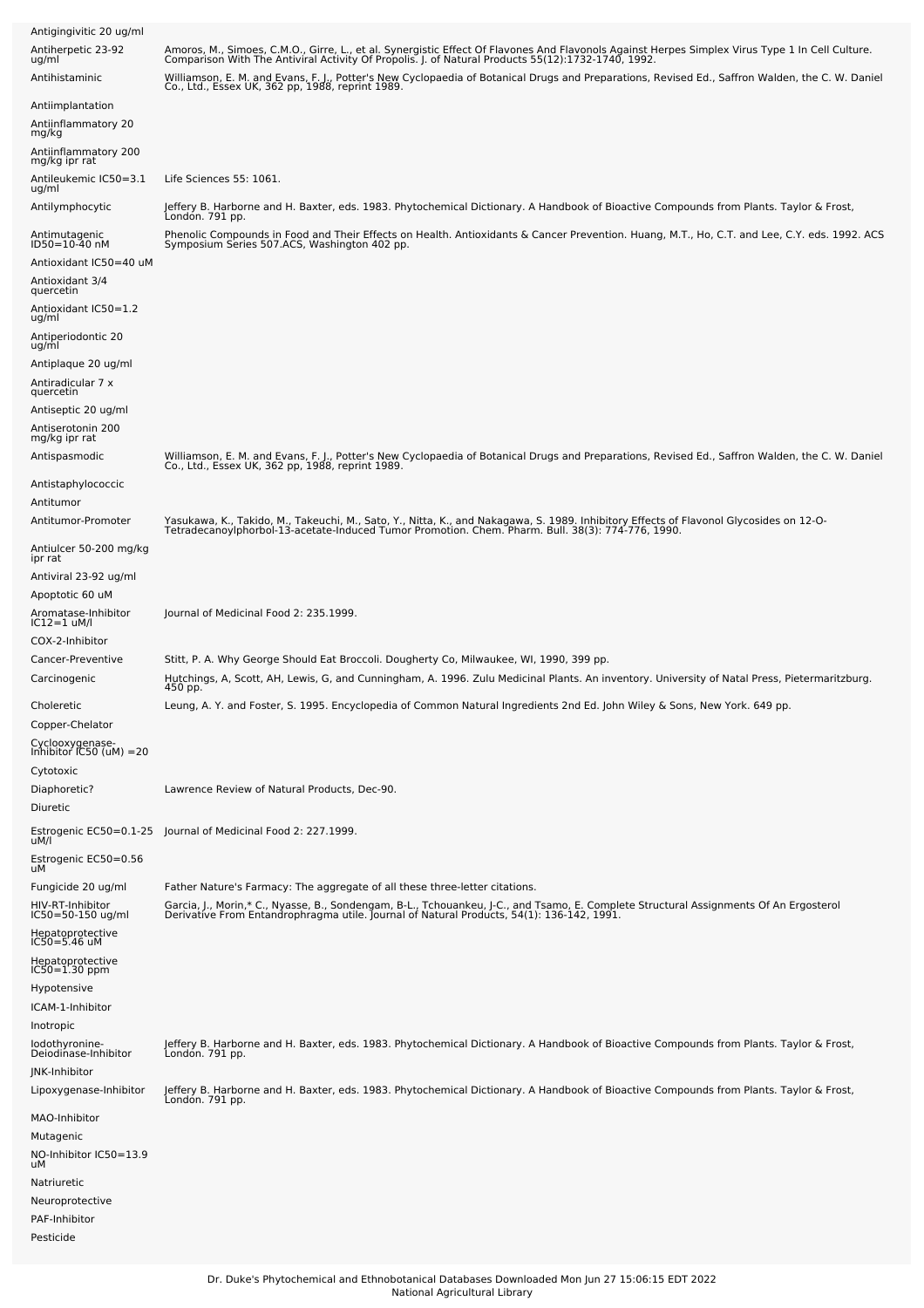| | |
|---|---|
| Antigingivitic 20 ug/ml | |
| Antiherpetic 23-92 ug/ml | Amoros, M., Simoes, C.M.O., Girre, L., et al. Synergistic Effect Of Flavones And Flavonols Against Herpes Simplex Virus Type 1 In Cell Culture. Comparison With The Antiviral Activity Of Propolis. J. of Natural Products 55(12):1732-1740, 1992. |
| Antihistaminic | Williamson, E. M. and Evans, F. J., Potter's New Cyclopaedia of Botanical Drugs and Preparations, Revised Ed., Saffron Walden, the C. W. Daniel Co., Ltd., Essex UK, 362 pp, 1988, reprint 1989. |
| Antiimplantation | |
| Antiinflammatory 20 mg/kg | |
| Antiinflammatory 200 mg/kg ipr rat | |
| Antileukemic IC50=3.1 ug/ml | Life Sciences 55: 1061. |
| Antilymphocytic | Jeffery B. Harborne and H. Baxter, eds. 1983. Phytochemical Dictionary. A Handbook of Bioactive Compounds from Plants. Taylor & Frost, London. 791 pp. |
| Antimutagenic ID50=10-40 nM | Phenolic Compounds in Food and Their Effects on Health. Antioxidants & Cancer Prevention. Huang, M.T., Ho, C.T. and Lee, C.Y. eds. 1992. ACS Symposium Series 507.ACS, Washington 402 pp. |
| Antioxidant IC50=40 uM | |
| Antioxidant 3/4 quercetin | |
| Antioxidant IC50=1.2 ug/ml | |
| Antiperiodontic 20 ug/ml | |
| Antiplaque 20 ug/ml | |
| Antiradicular 7 x quercetin | |
| Antiseptic 20 ug/ml | |
| Antiserotonin 200 mg/kg ipr rat | |
| Antispasmodic | Williamson, E. M. and Evans, F. J., Potter's New Cyclopaedia of Botanical Drugs and Preparations, Revised Ed., Saffron Walden, the C. W. Daniel Co., Ltd., Essex UK, 362 pp, 1988, reprint 1989. |
| Antistaphylococcic | |
| Antitumor | |
| Antitumor-Promoter | Yasukawa, K., Takido, M., Takeuchi, M., Sato, Y., Nitta, K., and Nakagawa, S. 1989. Inhibitory Effects of Flavonol Glycosides on 12-O-Tetradecanoylphorbol-13-acetate-Induced Tumor Promotion. Chem. Pharm. Bull. 38(3): 774-776, 1990. |
| Antiulcer 50-200 mg/kg ipr rat | |
| Antiviral 23-92 ug/ml | |
| Apoptotic 60 uM | |
| Aromatase-Inhibitor IC12=1 uM/l | Journal of Medicinal Food 2: 235.1999. |
| COX-2-Inhibitor | |
| Cancer-Preventive | Stitt, P. A. Why George Should Eat Broccoli. Dougherty Co, Milwaukee, WI, 1990, 399 pp. |
| Carcinogenic | Hutchings, A, Scott, AH, Lewis, G, and Cunningham, A. 1996. Zulu Medicinal Plants. An inventory. University of Natal Press, Pietermaritzburg. 450 pp. |
| Choleretic | Leung, A. Y. and Foster, S. 1995. Encyclopedia of Common Natural Ingredients 2nd Ed. John Wiley & Sons, New York. 649 pp. |
| Copper-Chelator | |
| Cyclooxygenase-Inhibitor IC50 (uM) =20 | |
| Cytotoxic | |
| Diaphoretic? | Lawrence Review of Natural Products, Dec-90. |
| Diuretic | |
| Estrogenic EC50=0.1-25 uM/l | Journal of Medicinal Food 2: 227.1999. |
| Estrogenic EC50=0.56 uM | |
| Fungicide 20 ug/ml | Father Nature's Farmacy: The aggregate of all these three-letter citations. |
| HIV-RT-Inhibitor IC50=50-150 ug/ml | Garcia, J., Morin,* C., Nyasse, B., Sondengam, B-L., Tchouankeu, J-C., and Tsamo, E. Complete Structural Assignments Of An Ergosterol Derivative From Entandrophragma utile. Journal of Natural Products, 54(1): 136-142, 1991. |
| Hepatoprotective IC50=5.46 uM | |
| Hepatoprotective IC50=1.30 ppm | |
| Hypotensive | |
| ICAM-1-Inhibitor | |
| Inotropic | |
| Iodothyronine-Deiodinase-Inhibitor | Jeffery B. Harborne and H. Baxter, eds. 1983. Phytochemical Dictionary. A Handbook of Bioactive Compounds from Plants. Taylor & Frost, London. 791 pp. |
| JNK-Inhibitor | |
| Lipoxygenase-Inhibitor | Jeffery B. Harborne and H. Baxter, eds. 1983. Phytochemical Dictionary. A Handbook of Bioactive Compounds from Plants. Taylor & Frost, London. 791 pp. |
| MAO-Inhibitor | |
| Mutagenic | |
| NO-Inhibitor IC50=13.9 uM | |
| Natriuretic | |
| Neuroprotective | |
| PAF-Inhibitor | |
| Pesticide | |

Dr. Duke's Phytochemical and Ethnobotanical Databases Downloaded Mon Jun 27 15:06:15 EDT 2022
National Agricultural Library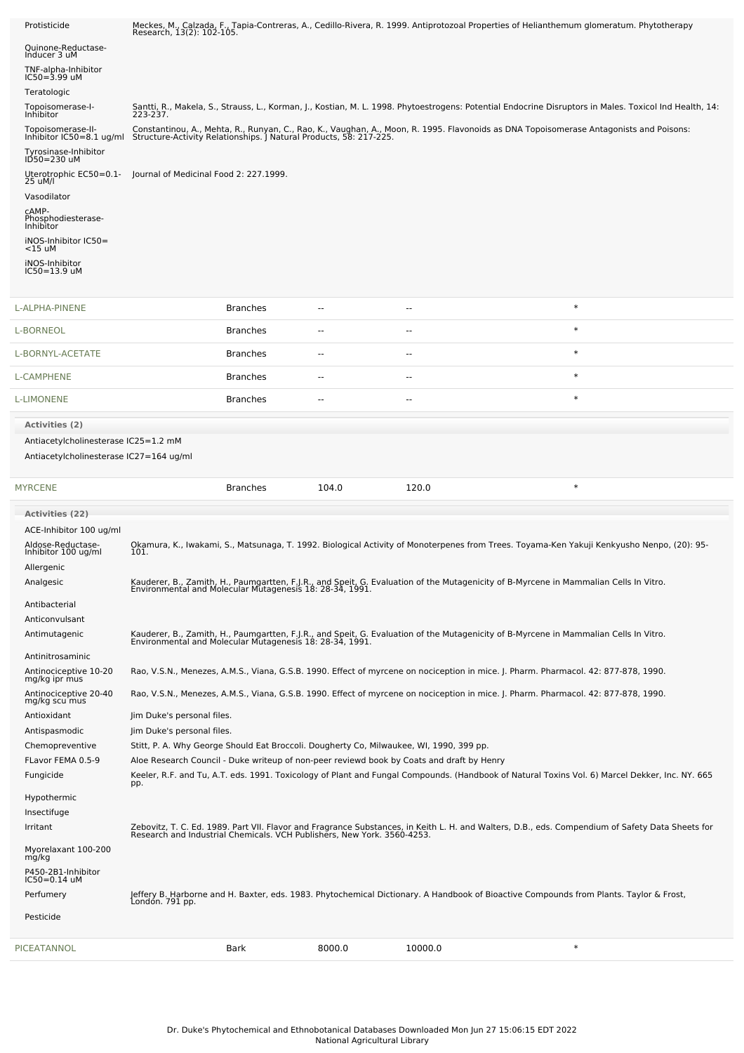| Activity | Reference |
|---|---|
| Protisticide | Meckes, M., Calzada, F., Tapia-Contreras, A., Cedillo-Rivera, R. 1999. Antiprotozoal Properties of Helianthemum glomeratum. Phytotherapy Research, 13(2): 102-105. |
| Quinone-Reductase-Inducer 3 uM | |
| TNF-alpha-Inhibitor IC50=3.99 uM | |
| Teratologic | |
| Topoisomerase-I-Inhibitor | Santti, R., Makela, S., Strauss, L., Korman, J., Kostian, M. L. 1998. Phytoestrogens: Potential Endocrine Disruptors in Males. Toxicol Ind Health, 14: 223-237. |
| Topoisomerase-II-Inhibitor IC50=8.1 ug/ml | Constantinou, A., Mehta, R., Runyan, C., Rao, K., Vaughan, A., Moon, R. 1995. Flavonoids as DNA Topoisomerase Antagonists and Poisons: Structure-Activity Relationships. J Natural Products, 58: 217-225. |
| Tyrosinase-Inhibitor ID50=230 uM | |
| Uterotrophic EC50=0.1-25 uM/l | Journal of Medicinal Food 2: 227.1999. |
| Vasodilator | |
| cAMP-Phosphodiesterase-Inhibitor | |
| iNOS-Inhibitor IC50=<15 uM | |
| iNOS-Inhibitor IC50=13.9 uM | |

| Chemical | Part | Low | High | |
|---|---|---|---|---|
| L-ALPHA-PINENE | Branches | -- | -- | * |
| L-BORNEOL | Branches | -- | -- | * |
| L-BORNYL-ACETATE | Branches | -- | -- | * |
| L-CAMPHENE | Branches | -- | -- | * |
| L-LIMONENE | Branches | -- | -- | * |

**Activities (2)**

Antiacetylcholinesterase IC25=1.2 mM

Antiacetylcholinesterase IC27=164 ug/ml

| Chemical | Part | Low | High | |
|---|---|---|---|---|
| MYRCENE | Branches | 104.0 | 120.0 | * |

**Activities (22)**

| Activity | Reference |
|---|---|
| ACE-Inhibitor 100 ug/ml | |
| Aldose-Reductase-Inhibitor 100 ug/ml | Okamura, K., Iwakami, S., Matsunaga, T. 1992. Biological Activity of Monoterpenes from Trees. Toyama-Ken Yakuji Kenkyusho Nenpo, (20): 95-101. |
| Allergenic | |
| Analgesic | Kauderer, B., Zamith, H., Paumgartten, F.J.R., and Speit, G. Evaluation of the Mutagenicity of B-Myrcene in Mammalian Cells In Vitro. Environmental and Molecular Mutagenesis 18: 28-34, 1991. |
| Antibacterial | |
| Anticonvulsant | |
| Antimutagenic | Kauderer, B., Zamith, H., Paumgartten, F.J.R., and Speit, G. Evaluation of the Mutagenicity of B-Myrcene in Mammalian Cells In Vitro. Environmental and Molecular Mutagenesis 18: 28-34, 1991. |
| Antinitrosaminic | |
| Antinociceptive 10-20 mg/kg ipr mus | Rao, V.S.N., Menezes, A.M.S., Viana, G.S.B. 1990. Effect of myrcene on nociception in mice. J. Pharm. Pharmacol. 42: 877-878, 1990. |
| Antinociceptive 20-40 mg/kg scu mus | Rao, V.S.N., Menezes, A.M.S., Viana, G.S.B. 1990. Effect of myrcene on nociception in mice. J. Pharm. Pharmacol. 42: 877-878, 1990. |
| Antioxidant | Jim Duke's personal files. |
| Antispasmodic | Jim Duke's personal files. |
| Chemopreventive | Stitt, P. A. Why George Should Eat Broccoli. Dougherty Co, Milwaukee, WI, 1990, 399 pp. |
| FLavor FEMA 0.5-9 | Aloe Research Council - Duke writeup of non-peer reviewd book by Coats and draft by Henry |
| Fungicide | Keeler, R.F. and Tu, A.T. eds. 1991. Toxicology of Plant and Fungal Compounds. (Handbook of Natural Toxins Vol. 6) Marcel Dekker, Inc. NY. 665 pp. |
| Hypothermic | |
| Insectifuge | |
| Irritant | Zebovitz, T. C. Ed. 1989. Part VII. Flavor and Fragrance Substances, in Keith L. H. and Walters, D.B., eds. Compendium of Safety Data Sheets for Research and Industrial Chemicals. VCH Publishers, New York. 3560-4253. |
| Myorelaxant 100-200 mg/kg | |
| P450-2B1-Inhibitor IC50=0.14 uM | |
| Perfumery | Jeffery B. Harborne and H. Baxter, eds. 1983. Phytochemical Dictionary. A Handbook of Bioactive Compounds from Plants. Taylor & Frost, London. 791 pp. |
| Pesticide | |

| Chemical | Part | Low | High | |
|---|---|---|---|---|
| PICEATANNOL | Bark | 8000.0 | 10000.0 | * |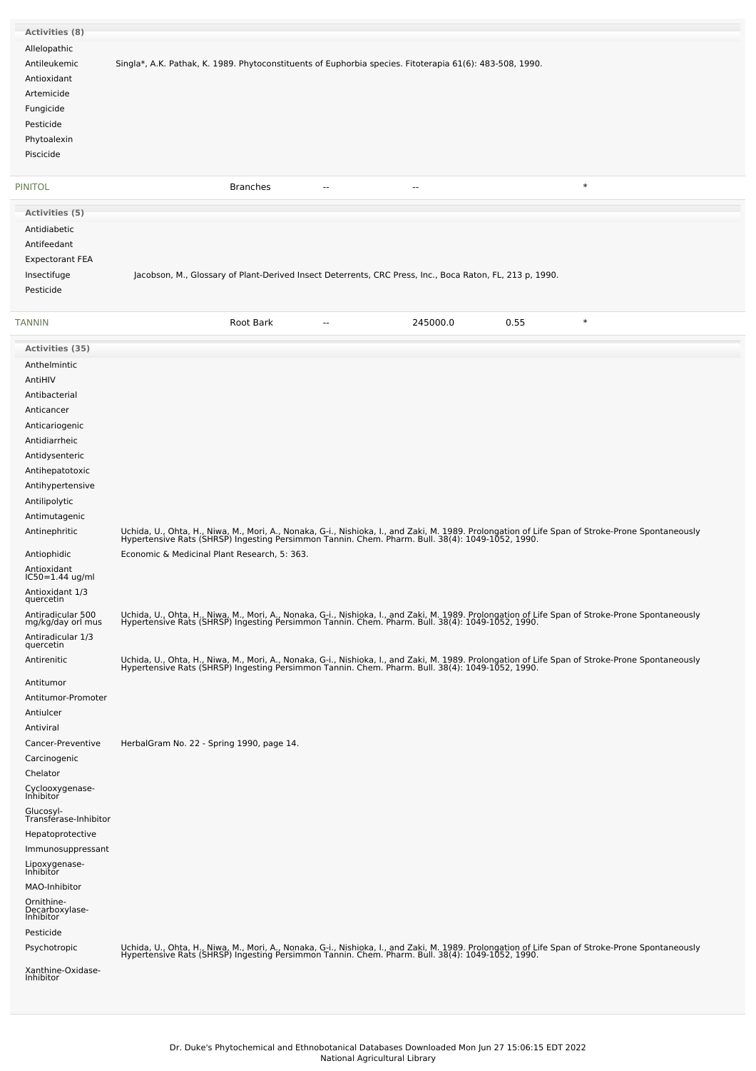| Activities (8) | |
|---|---|
| Allelopathic | |
| Antileukemic | Singla*, A.K. Pathak, K. 1989. Phytoconstituents of Euphorbia species. Fitoterapia 61(6): 483-508, 1990. |
| Antioxidant | |
| Artemicide | |
| Fungicide | |
| Pesticide | |
| Phytoalexin | |
| Piscicide | |

| PINITOL | Branches | -- | -- | | * |
|---|---|---|---|---|---|

| Activities (5) | |
|---|---|
| Antidiabetic | |
| Antifeedant | |
| Expectorant FEA | |
| Insectifuge | Jacobson, M., Glossary of Plant-Derived Insect Deterrents, CRC Press, Inc., Boca Raton, FL, 213 p, 1990. |
| Pesticide | |

| TANNIN | Root Bark | -- | 245000.0 | 0.55 | * |
|---|---|---|---|---|---|

| Activities (35) | |
|---|---|
| Anthelmintic | |
| AntiHIV | |
| Antibacterial | |
| Anticancer | |
| Anticariogenic | |
| Antidiarrheic | |
| Antidysenteric | |
| Antihepatotoxic | |
| Antihypertensive | |
| Antilipolytic | |
| Antimutagenic | |
| Antinephritic | Uchida, U., Ohta, H., Niwa, M., Mori, A., Nonaka, G-i., Nishioka, I., and Zaki, M. 1989. Prolongation of Life Span of Stroke-Prone Spontaneously Hypertensive Rats (SHRSP) Ingesting Persimmon Tannin. Chem. Pharm. Bull. 38(4): 1049-1052, 1990. |
| Antiophidic | Economic & Medicinal Plant Research, 5: 363. |
| Antioxidant IC50=1.44 ug/ml | |
| Antioxidant 1/3 quercetin | |
| Antiradicular 500 mg/kg/day orl mus | Uchida, U., Ohta, H., Niwa, M., Mori, A., Nonaka, G-i., Nishioka, I., and Zaki, M. 1989. Prolongation of Life Span of Stroke-Prone Spontaneously Hypertensive Rats (SHRSP) Ingesting Persimmon Tannin. Chem. Pharm. Bull. 38(4): 1049-1052, 1990. |
| Antiradicular 1/3 quercetin | |
| Antirenitic | Uchida, U., Ohta, H., Niwa, M., Mori, A., Nonaka, G-i., Nishioka, I., and Zaki, M. 1989. Prolongation of Life Span of Stroke-Prone Spontaneously Hypertensive Rats (SHRSP) Ingesting Persimmon Tannin. Chem. Pharm. Bull. 38(4): 1049-1052, 1990. |
| Antitumor | |
| Antitumor-Promoter | |
| Antiulcer | |
| Antiviral | |
| Cancer-Preventive | HerbalGram No. 22 - Spring 1990, page 14. |
| Carcinogenic | |
| Chelator | |
| Cyclooxygenase-Inhibitor | |
| Glucosyl-Transferase-Inhibitor | |
| Hepatoprotective | |
| Immunosuppressant | |
| Lipoxygenase-Inhibitor | |
| MAO-Inhibitor | |
| Ornithine-Decarboxylase-Inhibitor | |
| Pesticide | |
| Psychotropic | Uchida, U., Ohta, H., Niwa, M., Mori, A., Nonaka, G-i., Nishioka, I., and Zaki, M. 1989. Prolongation of Life Span of Stroke-Prone Spontaneously Hypertensive Rats (SHRSP) Ingesting Persimmon Tannin. Chem. Pharm. Bull. 38(4): 1049-1052, 1990. |
| Xanthine-Oxidase-Inhibitor | |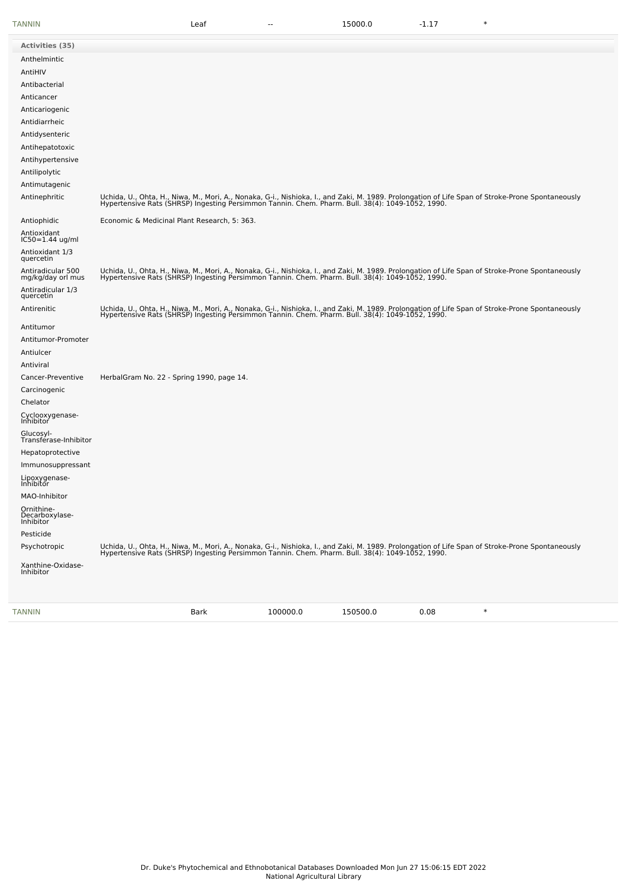| TANNIN | Leaf | -- | 15000.0 | -1.17 | * |
|---|---|---|---|---|---|

| Activities (35) | |
|---|---|
| Anthelmintic | |
| AntiHIV | |
| Antibacterial | |
| Anticancer | |
| Anticariogenic | |
| Antidiarrheic | |
| Antidysenteric | |
| Antihepatotoxic | |
| Antihypertensive | |
| Antilipolytic | |
| Antimutagenic | |
| Antinephritic | Uchida, U., Ohta, H., Niwa, M., Mori, A., Nonaka, G-i., Nishioka, I., and Zaki, M. 1989. Prolongation of Life Span of Stroke-Prone Spontaneously Hypertensive Rats (SHRSP) Ingesting Persimmon Tannin. Chem. Pharm. Bull. 38(4): 1049-1052, 1990. |
| Antiophidic | Economic & Medicinal Plant Research, 5: 363. |
| Antioxidant IC50=1.44 ug/ml | |
| Antioxidant 1/3 quercetin | |
| Antiradicular 500 mg/kg/day orl mus | Uchida, U., Ohta, H., Niwa, M., Mori, A., Nonaka, G-i., Nishioka, I., and Zaki, M. 1989. Prolongation of Life Span of Stroke-Prone Spontaneously Hypertensive Rats (SHRSP) Ingesting Persimmon Tannin. Chem. Pharm. Bull. 38(4): 1049-1052, 1990. |
| Antiradicular 1/3 quercetin | |
| Antirenitic | Uchida, U., Ohta, H., Niwa, M., Mori, A., Nonaka, G-i., Nishioka, I., and Zaki, M. 1989. Prolongation of Life Span of Stroke-Prone Spontaneously Hypertensive Rats (SHRSP) Ingesting Persimmon Tannin. Chem. Pharm. Bull. 38(4): 1049-1052, 1990. |
| Antitumor | |
| Antitumor-Promoter | |
| Antiulcer | |
| Antiviral | |
| Cancer-Preventive | HerbalGram No. 22 - Spring 1990, page 14. |
| Carcinogenic | |
| Chelator | |
| Cyclooxygenase-Inhibitor | |
| Glucosyl-Transferase-Inhibitor | |
| Hepatoprotective | |
| Immunosuppressant | |
| Lipoxygenase-Inhibitor | |
| MAO-Inhibitor | |
| Ornithine-Decarboxylase-Inhibitor | |
| Pesticide | |
| Psychotropic | Uchida, U., Ohta, H., Niwa, M., Mori, A., Nonaka, G-i., Nishioka, I., and Zaki, M. 1989. Prolongation of Life Span of Stroke-Prone Spontaneously Hypertensive Rats (SHRSP) Ingesting Persimmon Tannin. Chem. Pharm. Bull. 38(4): 1049-1052, 1990. |
| Xanthine-Oxidase-Inhibitor | |

| TANNIN | Bark | 100000.0 | 150500.0 | 0.08 | * |
|---|---|---|---|---|---|

Dr. Duke's Phytochemical and Ethnobotanical Databases Downloaded Mon Jun 27 15:06:15 EDT 2022
National Agricultural Library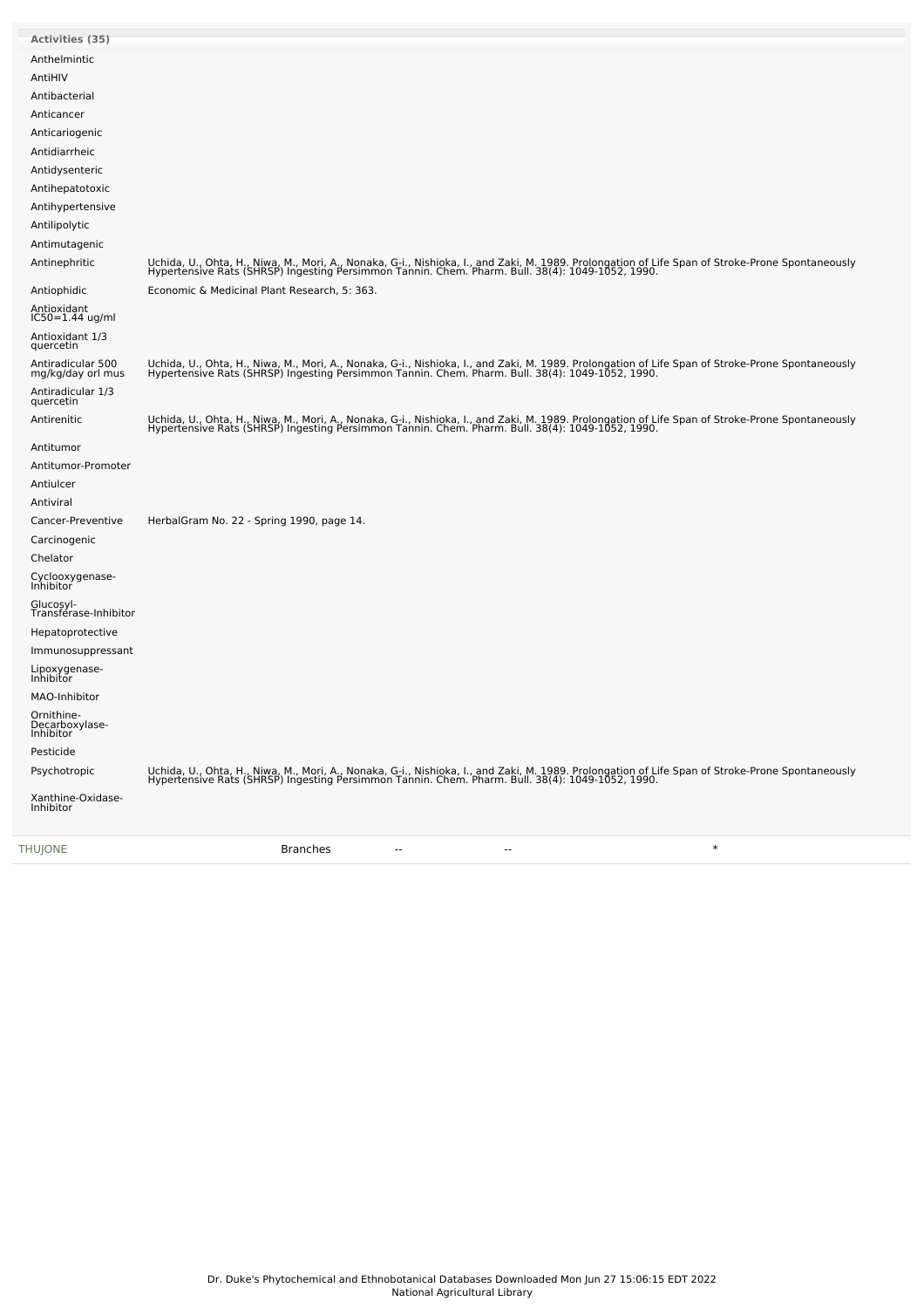| Activities (35) | |
|---|---|
| Anthelmintic | |
| AntiHIV | |
| Antibacterial | |
| Anticancer | |
| Anticariogenic | |
| Antidiarrheic | |
| Antidysenteric | |
| Antihepatotoxic | |
| Antihypertensive | |
| Antilipolytic | |
| Antimutagenic | |
| Antinephritic | Uchida, U., Ohta, H., Niwa, M., Mori, A., Nonaka, G-i., Nishioka, I., and Zaki, M. 1989. Prolongation of Life Span of Stroke-Prone Spontaneously Hypertensive Rats (SHRSP) Ingesting Persimmon Tannin. Chem. Pharm. Bull. 38(4): 1049-1052, 1990. |
| Antiophidic | Economic & Medicinal Plant Research, 5: 363. |
| Antioxidant IC50=1.44 ug/ml | |
| Antioxidant 1/3 quercetin | |
| Antiradicular 500 mg/kg/day orl mus | Uchida, U., Ohta, H., Niwa, M., Mori, A., Nonaka, G-i., Nishioka, I., and Zaki, M. 1989. Prolongation of Life Span of Stroke-Prone Spontaneously Hypertensive Rats (SHRSP) Ingesting Persimmon Tannin. Chem. Pharm. Bull. 38(4): 1049-1052, 1990. |
| Antiradicular 1/3 quercetin | |
| Antirenitic | Uchida, U., Ohta, H., Niwa, M., Mori, A., Nonaka, G-i., Nishioka, I., and Zaki, M. 1989. Prolongation of Life Span of Stroke-Prone Spontaneously Hypertensive Rats (SHRSP) Ingesting Persimmon Tannin. Chem. Pharm. Bull. 38(4): 1049-1052, 1990. |
| Antitumor | |
| Antitumor-Promoter | |
| Antiulcer | |
| Antiviral | |
| Cancer-Preventive | HerbalGram No. 22 - Spring 1990, page 14. |
| Carcinogenic | |
| Chelator | |
| Cyclooxygenase-Inhibitor | |
| Glucosyl-Transferase-Inhibitor | |
| Hepatoprotective | |
| Immunosuppressant | |
| Lipoxygenase-Inhibitor | |
| MAO-Inhibitor | |
| Ornithine-Decarboxylase-Inhibitor | |
| Pesticide | |
| Psychotropic | Uchida, U., Ohta, H., Niwa, M., Mori, A., Nonaka, G-i., Nishioka, I., and Zaki, M. 1989. Prolongation of Life Span of Stroke-Prone Spontaneously Hypertensive Rats (SHRSP) Ingesting Persimmon Tannin. Chem. Pharm. Bull. 38(4): 1049-1052, 1990. |
| Xanthine-Oxidase-Inhibitor | |

| THUJONE | Branches | -- | -- | * |
|---|---|---|---|---|

Dr. Duke's Phytochemical and Ethnobotanical Databases Downloaded Mon Jun 27 15:06:15 EDT 2022
National Agricultural Library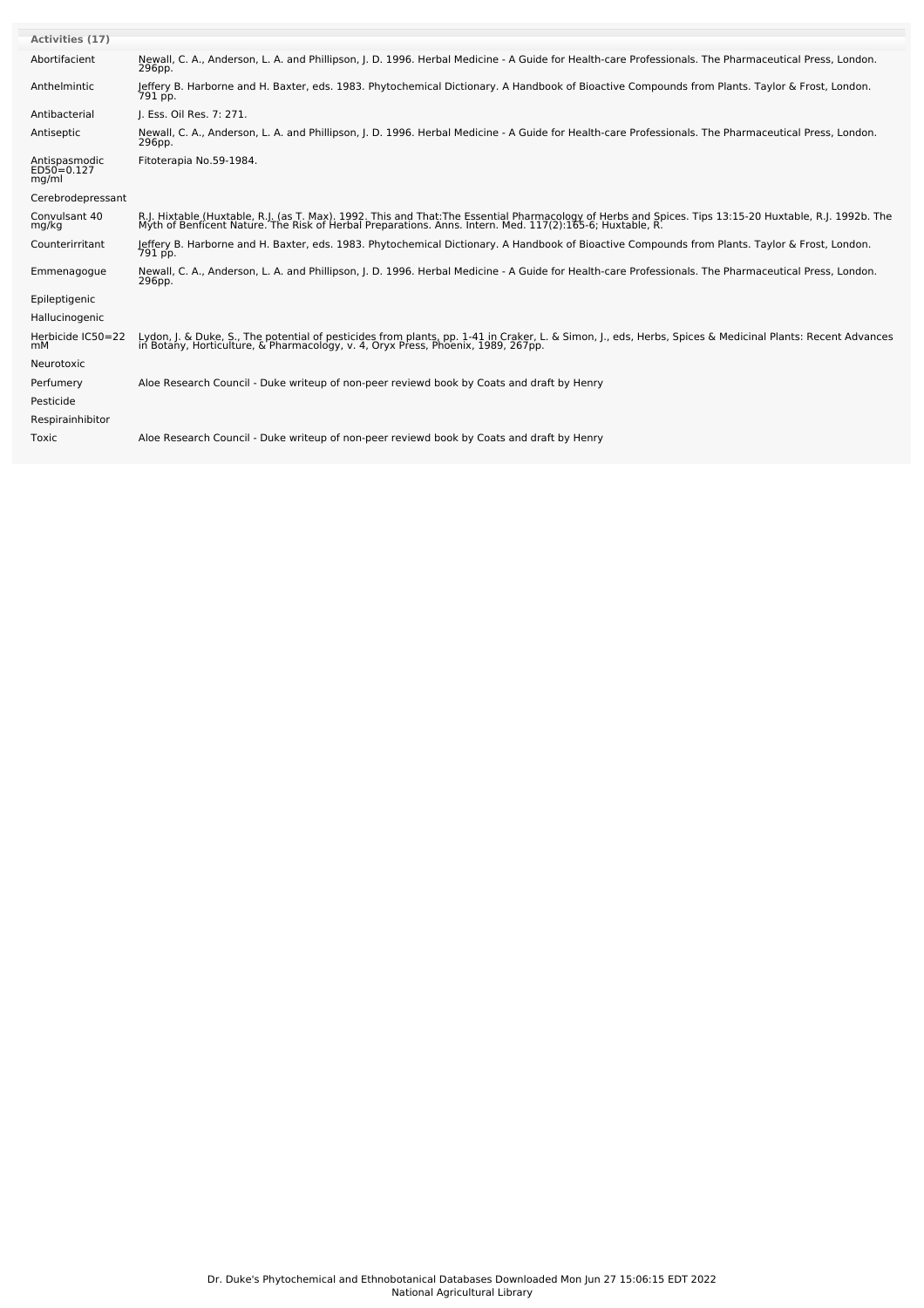**Activities (17)**

| | |
|---|---|
| Abortifacient | Newall, C. A., Anderson, L. A. and Phillipson, J. D. 1996. Herbal Medicine - A Guide for Health-care Professionals. The Pharmaceutical Press, London. 296pp. |
| Anthelmintic | Jeffery B. Harborne and H. Baxter, eds. 1983. Phytochemical Dictionary. A Handbook of Bioactive Compounds from Plants. Taylor & Frost, London. 791 pp. |
| Antibacterial | J. Ess. Oil Res. 7: 271. |
| Antiseptic | Newall, C. A., Anderson, L. A. and Phillipson, J. D. 1996. Herbal Medicine - A Guide for Health-care Professionals. The Pharmaceutical Press, London. 296pp. |
| Antispasmodic ED50=0.127 mg/ml | Fitoterapia No.59-1984. |
| Cerebrodepressant | |
| Convulsant 40 mg/kg | R.J. Hixtable (Huxtable, R.J. (as T. Max). 1992. This and That:The Essential Pharmacology of Herbs and Spices. Tips 13:15-20 Huxtable, R.J. 1992b. The Myth of Benficent Nature. The Risk of Herbal Preparations. Anns. Intern. Med. 117(2):165-6; Huxtable, R. |
| Counterirritant | Jeffery B. Harborne and H. Baxter, eds. 1983. Phytochemical Dictionary. A Handbook of Bioactive Compounds from Plants. Taylor & Frost, London. 791 pp. |
| Emmenagogue | Newall, C. A., Anderson, L. A. and Phillipson, J. D. 1996. Herbal Medicine - A Guide for Health-care Professionals. The Pharmaceutical Press, London. 296pp. |
| Epileptigenic | |
| Hallucinogenic | |
| Herbicide IC50=22 mM | Lydon, J. & Duke, S., The potential of pesticides from plants, pp. 1-41 in Craker, L. & Simon, J., eds, Herbs, Spices & Medicinal Plants: Recent Advances in Botany, Horticulture, & Pharmacology, v. 4, Oryx Press, Phoenix, 1989, 267pp. |
| Neurotoxic | |
| Perfumery | Aloe Research Council - Duke writeup of non-peer reviewd book by Coats and draft by Henry |
| Pesticide | |
| Respirainhibitor | |
| Toxic | Aloe Research Council - Duke writeup of non-peer reviewd book by Coats and draft by Henry |

Dr. Duke's Phytochemical and Ethnobotanical Databases Downloaded Mon Jun 27 15:06:15 EDT 2022
National Agricultural Library